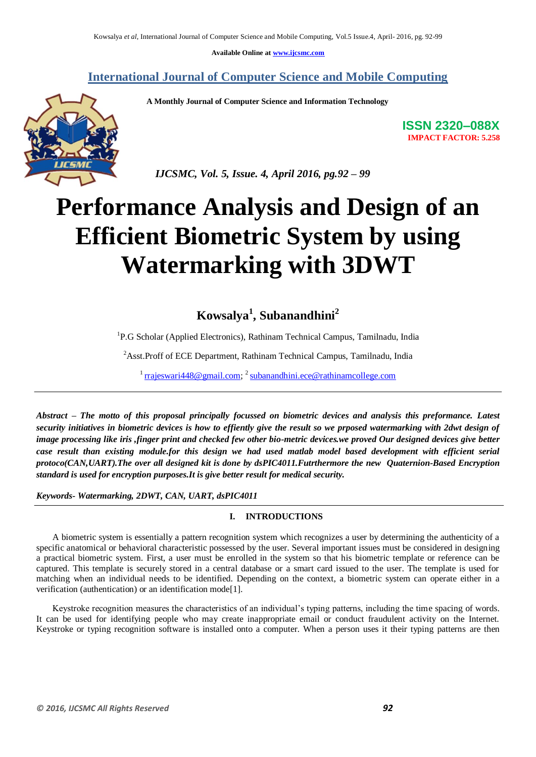Available Online at www.ijcsmc.com

## International Journal of Computer Science and Mobile Computing

**A Monthly Journal of Computer Science and Information Technology**

**ISSN 2320–088X**
**IMPACT FACTOR: 5.258**

*IJCSMC, Vol. 5, Issue. 4, April 2016, pg.92 – 99*

# Performance Analysis and Design of an Efficient Biometric System by using Watermarking with 3DWT

**Kowsalya[1], Subanandhini[2]**

[1]P.G Scholar (Applied Electronics), Rathinam Technical Campus, Tamilnadu, India

[2]Asst.Proff of ECE Department, Rathinam Technical Campus, Tamilnadu, India

[1] rrajeswari448@gmail.com; [2] subanandhini.ece@rathinamcollege.com

***Abstract – The motto of this proposal principally focussed on biometric devices and analysis this preformance. Latest security initiatives in biometric devices is how to effiently give the result so we prposed watermarking with 2dwt design of image processing like iris ,finger print and checked few other bio-metric devices.we proved Our designed devices give better case result than existing module.for this design we had used matlab model based development with efficient serial protoco(CAN,UART).The over all designed kit is done by dsPIC4011.Futrthermore the new Quaternion-Based Encryption standard is used for encryption purposes.It is give better result for medical security.***

***Keywords- Watermarking, 2DWT, CAN, UART, dsPIC4011***

## I. INTRODUCTIONS

A biometric system is essentially a pattern recognition system which recognizes a user by determining the authenticity of a specific anatomical or behavioral characteristic possessed by the user. Several important issues must be considered in designing a practical biometric system. First, a user must be enrolled in the system so that his biometric template or reference can be captured. This template is securely stored in a central database or a smart card issued to the user. The template is used for matching when an individual needs to be identified. Depending on the context, a biometric system can operate either in a verification (authentication) or an identification mode[1].

Keystroke recognition measures the characteristics of an individual's typing patterns, including the time spacing of words. It can be used for identifying people who may create inappropriate email or conduct fraudulent activity on the Internet. Keystroke or typing recognition software is installed onto a computer. When a person uses it their typing patterns are then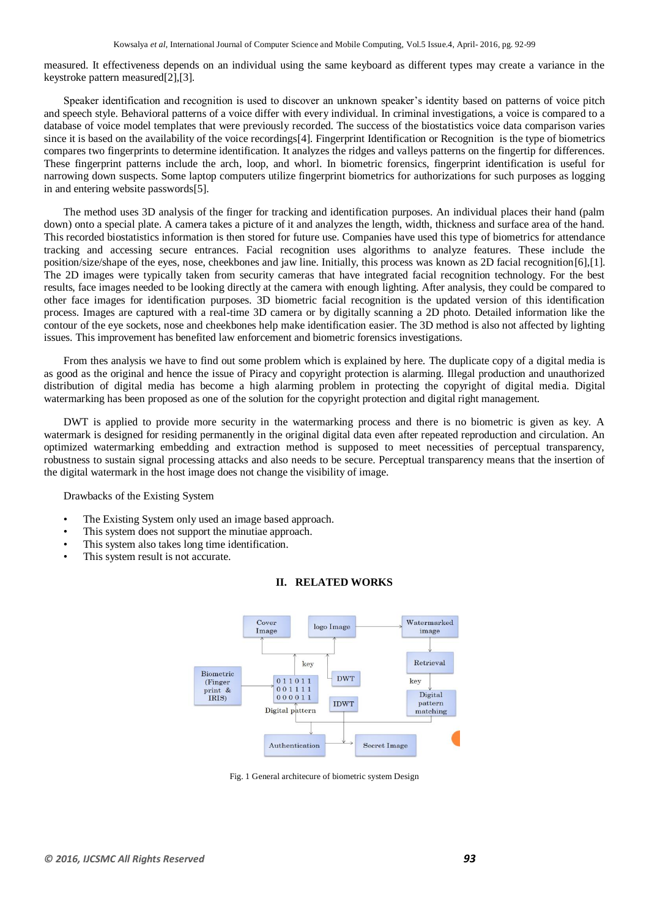measured. It effectiveness depends on an individual using the same keyboard as different types may create a variance in the keystroke pattern measured[2],[3].

Speaker identification and recognition is used to discover an unknown speaker's identity based on patterns of voice pitch and speech style. Behavioral patterns of a voice differ with every individual. In criminal investigations, a voice is compared to a database of voice model templates that were previously recorded. The success of the biostatistics voice data comparison varies since it is based on the availability of the voice recordings[4]. Fingerprint Identification or Recognition is the type of biometrics compares two fingerprints to determine identification. It analyzes the ridges and valleys patterns on the fingertip for differences. These fingerprint patterns include the arch, loop, and whorl. In biometric forensics, fingerprint identification is useful for narrowing down suspects. Some laptop computers utilize fingerprint biometrics for authorizations for such purposes as logging in and entering website passwords[5].

The method uses 3D analysis of the finger for tracking and identification purposes. An individual places their hand (palm down) onto a special plate. A camera takes a picture of it and analyzes the length, width, thickness and surface area of the hand. This recorded biostatistics information is then stored for future use. Companies have used this type of biometrics for attendance tracking and accessing secure entrances. Facial recognition uses algorithms to analyze features. These include the position/size/shape of the eyes, nose, cheekbones and jaw line. Initially, this process was known as 2D facial recognition[6],[1]. The 2D images were typically taken from security cameras that have integrated facial recognition technology. For the best results, face images needed to be looking directly at the camera with enough lighting. After analysis, they could be compared to other face images for identification purposes. 3D biometric facial recognition is the updated version of this identification process. Images are captured with a real-time 3D camera or by digitally scanning a 2D photo. Detailed information like the contour of the eye sockets, nose and cheekbones help make identification easier. The 3D method is also not affected by lighting issues. This improvement has benefited law enforcement and biometric forensics investigations.

From thes analysis we have to find out some problem which is explained by here. The duplicate copy of a digital media is as good as the original and hence the issue of Piracy and copyright protection is alarming. Illegal production and unauthorized distribution of digital media has become a high alarming problem in protecting the copyright of digital media. Digital watermarking has been proposed as one of the solution for the copyright protection and digital right management.

DWT is applied to provide more security in the watermarking process and there is no biometric is given as key. A watermark is designed for residing permanently in the original digital data even after repeated reproduction and circulation. An optimized watermarking embedding and extraction method is supposed to meet necessities of perceptual transparency, robustness to sustain signal processing attacks and also needs to be secure. Perceptual transparency means that the insertion of the digital watermark in the host image does not change the visibility of image.

Drawbacks of the Existing System

- The Existing System only used an image based approach.
- This system does not support the minutiae approach.
- This system also takes long time identification.
- This system result is not accurate.

## II. RELATED WORKS

Fig. 1 General architecure of biometric system Design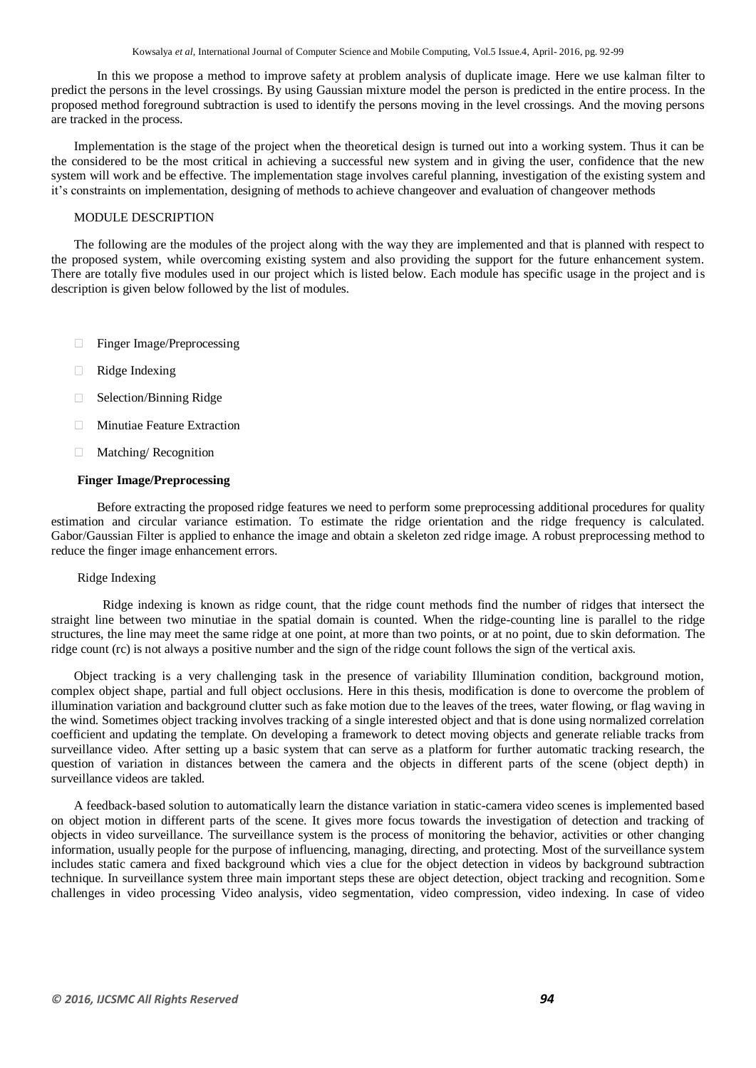In this we propose a method to improve safety at problem analysis of duplicate image. Here we use kalman filter to predict the persons in the level crossings. By using Gaussian mixture model the person is predicted in the entire process. In the proposed method foreground subtraction is used to identify the persons moving in the level crossings. And the moving persons are tracked in the process.

Implementation is the stage of the project when the theoretical design is turned out into a working system. Thus it can be the considered to be the most critical in achieving a successful new system and in giving the user, confidence that the new system will work and be effective. The implementation stage involves careful planning, investigation of the existing system and it's constraints on implementation, designing of methods to achieve changeover and evaluation of changeover methods

## MODULE DESCRIPTION

The following are the modules of the project along with the way they are implemented and that is planned with respect to the proposed system, while overcoming existing system and also providing the support for the future enhancement system. There are totally five modules used in our project which is listed below. Each module has specific usage in the project and is description is given below followed by the list of modules.

- Finger Image/Preprocessing
- Ridge Indexing
- Selection/Binning Ridge
- Minutiae Feature Extraction
- Matching/ Recognition

### Finger Image/Preprocessing

Before extracting the proposed ridge features we need to perform some preprocessing additional procedures for quality estimation and circular variance estimation. To estimate the ridge orientation and the ridge frequency is calculated. Gabor/Gaussian Filter is applied to enhance the image and obtain a skeleton zed ridge image. A robust preprocessing method to reduce the finger image enhancement errors.

### Ridge Indexing

Ridge indexing is known as ridge count, that the ridge count methods find the number of ridges that intersect the straight line between two minutiae in the spatial domain is counted. When the ridge-counting line is parallel to the ridge structures, the line may meet the same ridge at one point, at more than two points, or at no point, due to skin deformation. The ridge count (rc) is not always a positive number and the sign of the ridge count follows the sign of the vertical axis.

Object tracking is a very challenging task in the presence of variability Illumination condition, background motion, complex object shape, partial and full object occlusions. Here in this thesis, modification is done to overcome the problem of illumination variation and background clutter such as fake motion due to the leaves of the trees, water flowing, or flag waving in the wind. Sometimes object tracking involves tracking of a single interested object and that is done using normalized correlation coefficient and updating the template. On developing a framework to detect moving objects and generate reliable tracks from surveillance video. After setting up a basic system that can serve as a platform for further automatic tracking research, the question of variation in distances between the camera and the objects in different parts of the scene (object depth) in surveillance videos are takled.

A feedback-based solution to automatically learn the distance variation in static-camera video scenes is implemented based on object motion in different parts of the scene. It gives more focus towards the investigation of detection and tracking of objects in video surveillance. The surveillance system is the process of monitoring the behavior, activities or other changing information, usually people for the purpose of influencing, managing, directing, and protecting. Most of the surveillance system includes static camera and fixed background which vies a clue for the object detection in videos by background subtraction technique. In surveillance system three main important steps these are object detection, object tracking and recognition. Some challenges in video processing Video analysis, video segmentation, video compression, video indexing. In case of video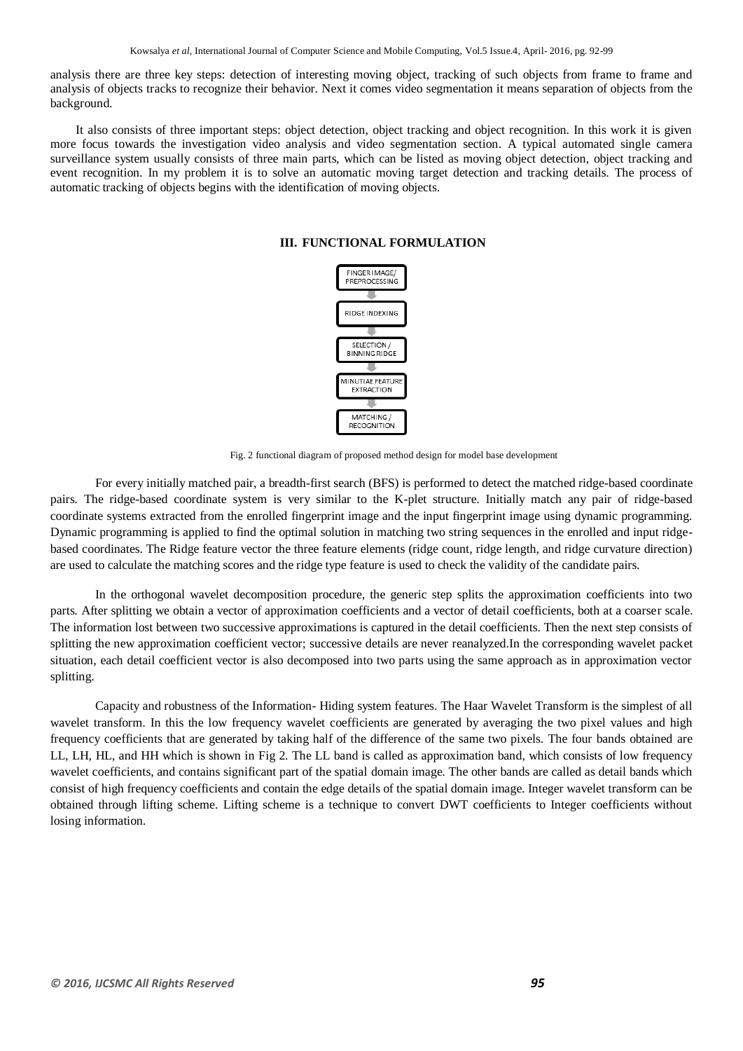analysis there are three key steps: detection of interesting moving object, tracking of such objects from frame to frame and analysis of objects tracks to recognize their behavior. Next it comes video segmentation it means separation of objects from the background.

It also consists of three important steps: object detection, object tracking and object recognition. In this work it is given more focus towards the investigation video analysis and video segmentation section. A typical automated single camera surveillance system usually consists of three main parts, which can be listed as moving object detection, object tracking and event recognition. In my problem it is to solve an automatic moving target detection and tracking details. The process of automatic tracking of objects begins with the identification of moving objects.

## III. FUNCTIONAL FORMULATION

FINGER IMAGE/ PREPROCESSING

RIDGE INDEXING

SELECTION / BINNING RIDGE

MINUTIAE FEATURE EXTRACTION

MATCHING / RECOGNITION

Fig. 2 functional diagram of proposed method design for model base development

For every initially matched pair, a breadth-first search (BFS) is performed to detect the matched ridge-based coordinate pairs. The ridge-based coordinate system is very similar to the K-plet structure. Initially match any pair of ridge-based coordinate systems extracted from the enrolled fingerprint image and the input fingerprint image using dynamic programming. Dynamic programming is applied to find the optimal solution in matching two string sequences in the enrolled and input ridge-based coordinates. The Ridge feature vector the three feature elements (ridge count, ridge length, and ridge curvature direction) are used to calculate the matching scores and the ridge type feature is used to check the validity of the candidate pairs.

In the orthogonal wavelet decomposition procedure, the generic step splits the approximation coefficients into two parts. After splitting we obtain a vector of approximation coefficients and a vector of detail coefficients, both at a coarser scale. The information lost between two successive approximations is captured in the detail coefficients. Then the next step consists of splitting the new approximation coefficient vector; successive details are never reanalyzed.In the corresponding wavelet packet situation, each detail coefficient vector is also decomposed into two parts using the same approach as in approximation vector splitting.

Capacity and robustness of the Information- Hiding system features. The Haar Wavelet Transform is the simplest of all wavelet transform. In this the low frequency wavelet coefficients are generated by averaging the two pixel values and high frequency coefficients that are generated by taking half of the difference of the same two pixels. The four bands obtained are LL, LH, HL, and HH which is shown in Fig 2. The LL band is called as approximation band, which consists of low frequency wavelet coefficients, and contains significant part of the spatial domain image. The other bands are called as detail bands which consist of high frequency coefficients and contain the edge details of the spatial domain image. Integer wavelet transform can be obtained through lifting scheme. Lifting scheme is a technique to convert DWT coefficients to Integer coefficients without losing information.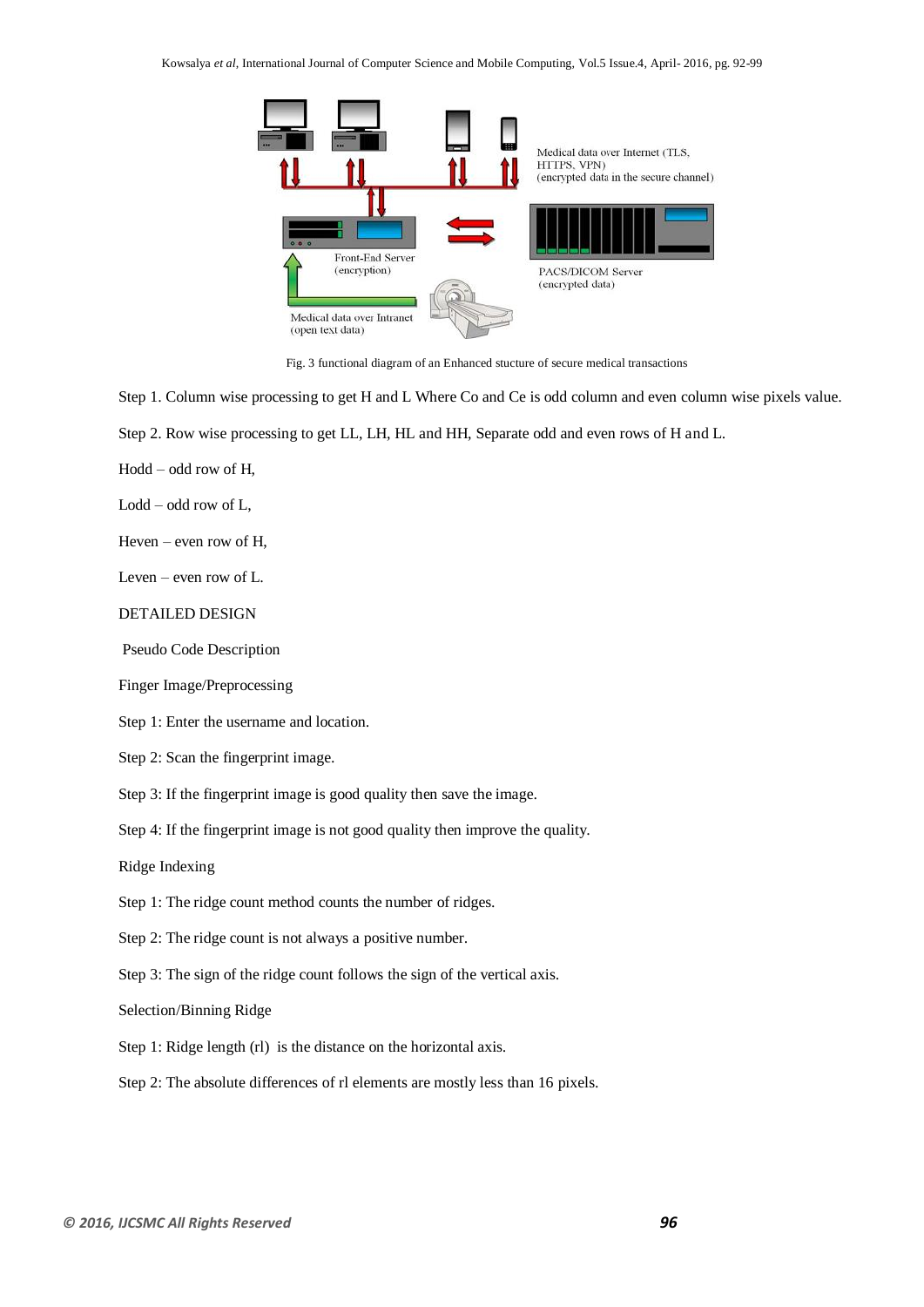Fig. 3 functional diagram of an Enhanced stucture of secure medical transactions

Step 1. Column wise processing to get H and L Where Co and Ce is odd column and even column wise pixels value.

Step 2. Row wise processing to get LL, LH, HL and HH, Separate odd and even rows of H and L.

Hodd – odd row of H,

Lodd – odd row of L,

Heven – even row of H,

Leven – even row of L.

DETAILED DESIGN

Pseudo Code Description

Finger Image/Preprocessing

Step 1: Enter the username and location.

Step 2: Scan the fingerprint image.

Step 3: If the fingerprint image is good quality then save the image.

Step 4: If the fingerprint image is not good quality then improve the quality.

Ridge Indexing

Step 1: The ridge count method counts the number of ridges.

Step 2: The ridge count is not always a positive number.

Step 3: The sign of the ridge count follows the sign of the vertical axis.

Selection/Binning Ridge

Step 1: Ridge length (rl) is the distance on the horizontal axis.

Step 2: The absolute differences of rl elements are mostly less than 16 pixels.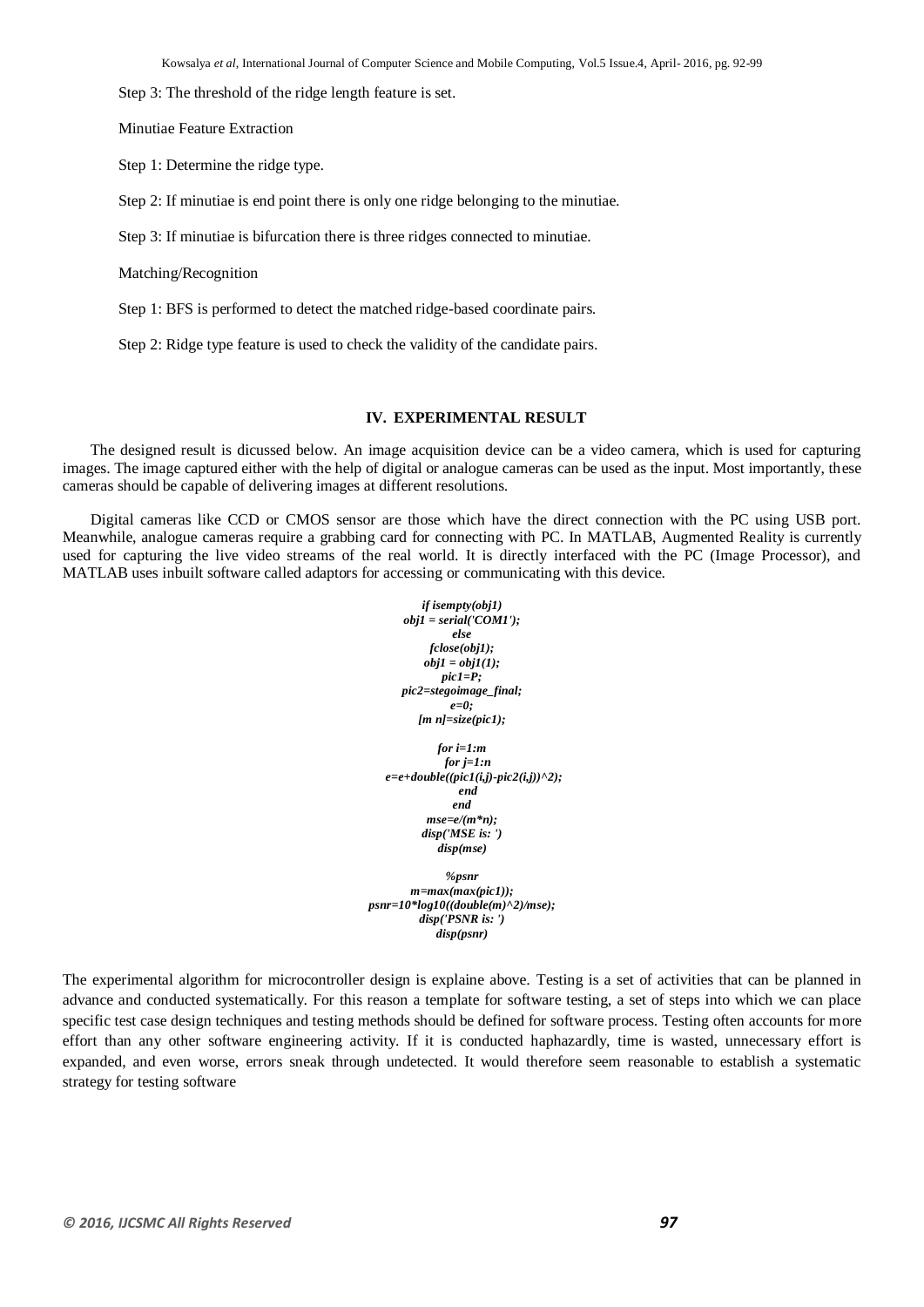Step 3: The threshold of the ridge length feature is set.

Minutiae Feature Extraction

Step 1: Determine the ridge type.

Step 2: If minutiae is end point there is only one ridge belonging to the minutiae.

Step 3: If minutiae is bifurcation there is three ridges connected to minutiae.

Matching/Recognition

Step 1: BFS is performed to detect the matched ridge-based coordinate pairs.

Step 2: Ridge type feature is used to check the validity of the candidate pairs.

## IV. EXPERIMENTAL RESULT

The designed result is dicussed below. An image acquisition device can be a video camera, which is used for capturing images. The image captured either with the help of digital or analogue cameras can be used as the input. Most importantly, these cameras should be capable of delivering images at different resolutions.

Digital cameras like CCD or CMOS sensor are those which have the direct connection with the PC using USB port. Meanwhile, analogue cameras require a grabbing card for connecting with PC. In MATLAB, Augmented Reality is currently used for capturing the live video streams of the real world. It is directly interfaced with the PC (Image Processor), and MATLAB uses inbuilt software called adaptors for accessing or communicating with this device.

```
if isempty(obj1)
obj1 = serial('COM1');
else
fclose(obj1);
obj1 = obj1(1);
pic1=P;
pic2=stegoimage_final;
e=0;
[m n]=size(pic1);

for i=1:m
for j=1:n
e=e+double((pic1(i,j)-pic2(i,j))^2);
end
end
mse=e/(m*n);
disp('MSE is: ')
disp(mse)

%psnr
m=max(max(pic1));
psnr=10*log10((double(m)^2)/mse);
disp('PSNR is: ')
disp(psnr)
```

The experimental algorithm for microcontroller design is explaine above. Testing is a set of activities that can be planned in advance and conducted systematically. For this reason a template for software testing, a set of steps into which we can place specific test case design techniques and testing methods should be defined for software process. Testing often accounts for more effort than any other software engineering activity. If it is conducted haphazardly, time is wasted, unnecessary effort is expanded, and even worse, errors sneak through undetected. It would therefore seem reasonable to establish a systematic strategy for testing software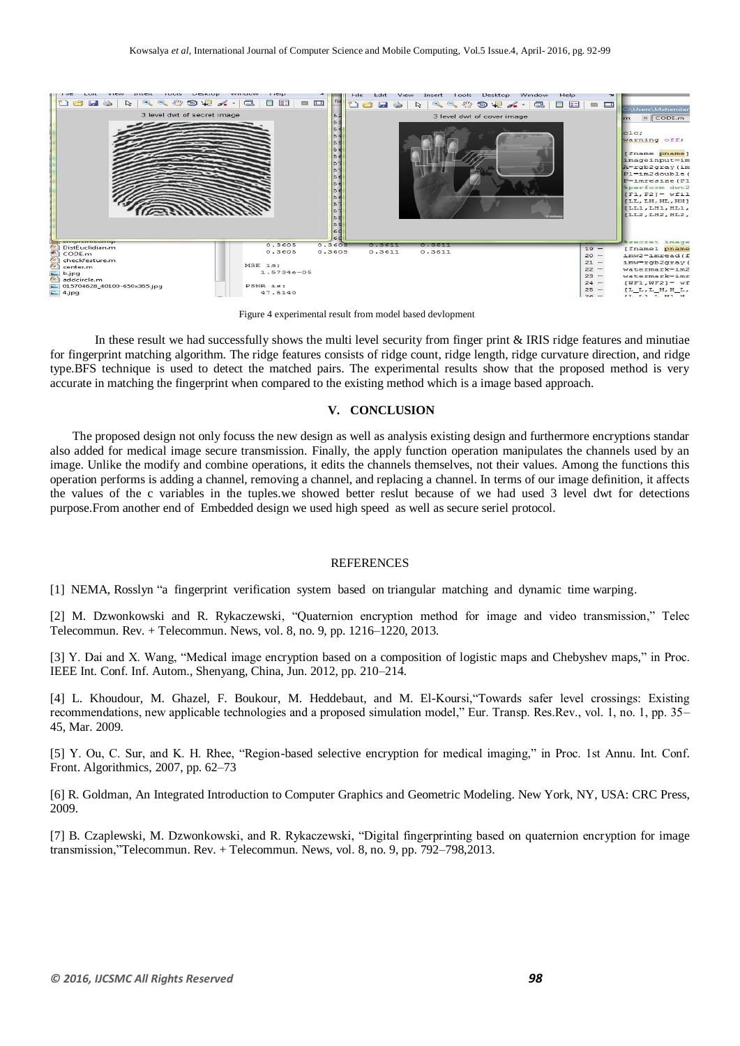Figure 4 experimental result from model based devlopment

In these result we had successfully shows the multi level security from finger print & IRIS ridge features and minutiae for fingerprint matching algorithm. The ridge features consists of ridge count, ridge length, ridge curvature direction, and ridge type.BFS technique is used to detect the matched pairs. The experimental results show that the proposed method is very accurate in matching the fingerprint when compared to the existing method which is a image based approach.

## V. CONCLUSION

The proposed design not only focuss the new design as well as analysis existing design and furthermore encryptions standar also added for medical image secure transmission. Finally, the apply function operation manipulates the channels used by an image. Unlike the modify and combine operations, it edits the channels themselves, not their values. Among the functions this operation performs is adding a channel, removing a channel, and replacing a channel. In terms of our image definition, it affects the values of the c variables in the tuples.we showed better reslut because of we had used 3 level dwt for detections purpose.From another end of Embedded design we used high speed as well as secure seriel protocol.

## REFERENCES

[1] NEMA, Rosslyn "a fingerprint verification system based on triangular matching and dynamic time warping.

[2] M. Dzwonkowski and R. Rykaczewski, "Quaternion encryption method for image and video transmission," Telec Telecommun. Rev. + Telecommun. News, vol. 8, no. 9, pp. 1216–1220, 2013.

[3] Y. Dai and X. Wang, "Medical image encryption based on a composition of logistic maps and Chebyshev maps," in Proc. IEEE Int. Conf. Inf. Autom., Shenyang, China, Jun. 2012, pp. 210–214.

[4] L. Khoudour, M. Ghazel, F. Boukour, M. Heddebaut, and M. El-Koursi,"Towards safer level crossings: Existing recommendations, new applicable technologies and a proposed simulation model," Eur. Transp. Res.Rev., vol. 1, no. 1, pp. 35–45, Mar. 2009.

[5] Y. Ou, C. Sur, and K. H. Rhee, "Region-based selective encryption for medical imaging," in Proc. 1st Annu. Int. Conf. Front. Algorithmics, 2007, pp. 62–73

[6] R. Goldman, An Integrated Introduction to Computer Graphics and Geometric Modeling. New York, NY, USA: CRC Press, 2009.

[7] B. Czaplewski, M. Dzwonkowski, and R. Rykaczewski, "Digital fingerprinting based on quaternion encryption for image transmission,"Telecommun. Rev. + Telecommun. News, vol. 8, no. 9, pp. 792–798,2013.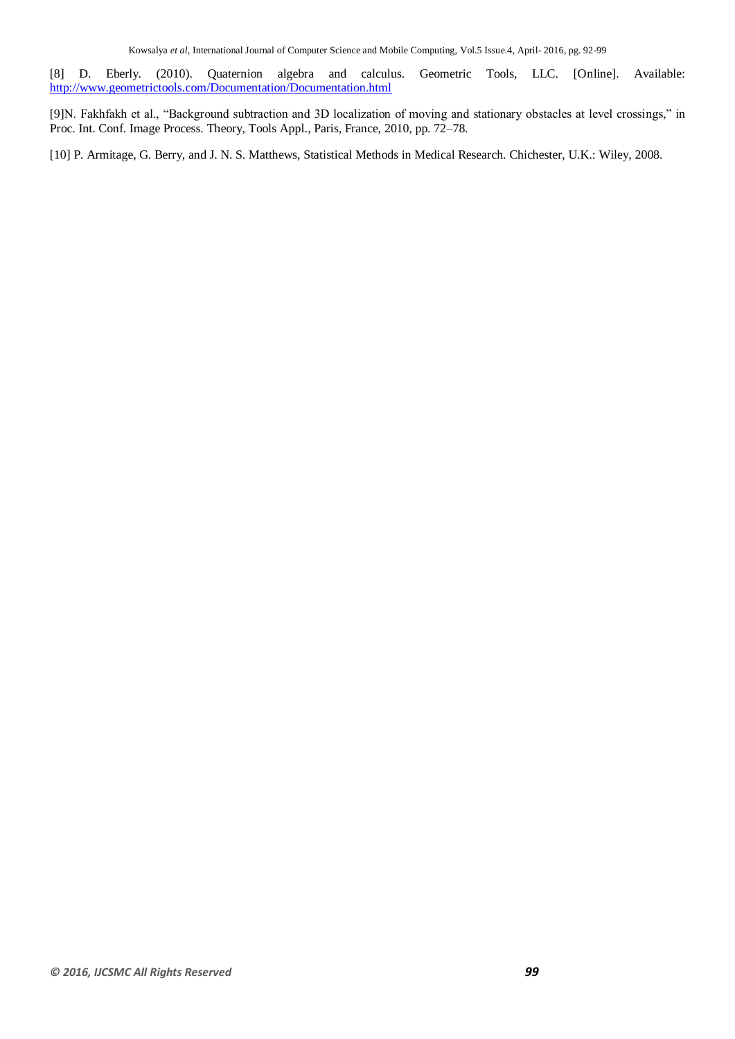[8] D. Eberly. (2010). Quaternion algebra and calculus. Geometric Tools, LLC. [Online]. Available: http://www.geometrictools.com/Documentation/Documentation.html

[9]N. Fakhfakh et al., "Background subtraction and 3D localization of moving and stationary obstacles at level crossings," in Proc. Int. Conf. Image Process. Theory, Tools Appl., Paris, France, 2010, pp. 72–78.

[10] P. Armitage, G. Berry, and J. N. S. Matthews, Statistical Methods in Medical Research. Chichester, U.K.: Wiley, 2008.